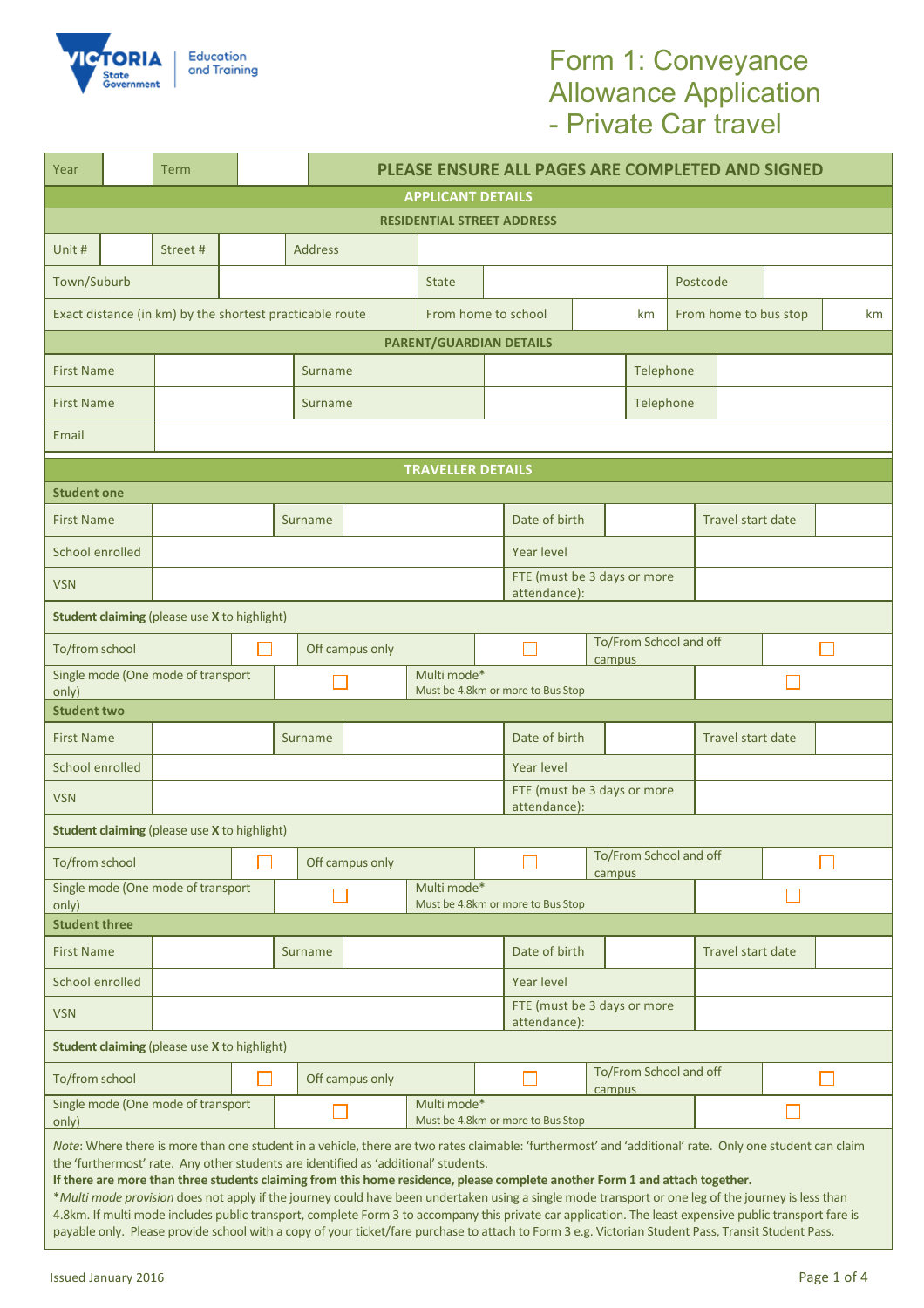# Form 1: Conveyance Allowance Application - Private Car travel

| Year | | Term | | PLEASE ENSURE ALL PAGES ARE COMPLETED AND SIGNED |
|---|---|---|---|---|

## APPLICANT DETAILS

### RESIDENTIAL STREET ADDRESS

| Unit # | | Street # | | Address | |
|---|---|---|---|---|---|
| Town/Suburb | | State | | Postcode | |
| Exact distance (in km) by the shortest practicable route | | From home to school | km | From home to bus stop | km |

### PARENT/GUARDIAN DETAILS

| First Name | | Surname | | Telephone | |
|---|---|---|---|---|---|
| First Name | | Surname | | Telephone | |
| Email | | | | | |

## TRAVELLER DETAILS

### Student one

| First Name | | Surname | | Date of birth | | Travel start date | |
|---|---|---|---|---|---|---|---|
| School enrolled | | | | Year level | | | |
| VSN | | | | FTE (must be 3 days or more attendance): | | | |

**Student claiming** (please use **X** to highlight)

| To/from school | ☐ | Off campus only | ☐ | To/From School and off campus | ☐ |
|---|---|---|---|---|---|
| Single mode (One mode of transport only) | ☐ | Multi mode* Must be 4.8km or more to Bus Stop | ☐ | | |

### Student two

| First Name | | Surname | | Date of birth | | Travel start date | |
|---|---|---|---|---|---|---|---|
| School enrolled | | | | Year level | | | |
| VSN | | | | FTE (must be 3 days or more attendance): | | | |

**Student claiming** (please use **X** to highlight)

| To/from school | ☐ | Off campus only | ☐ | To/From School and off campus | ☐ |
|---|---|---|---|---|---|
| Single mode (One mode of transport only) | ☐ | Multi mode* Must be 4.8km or more to Bus Stop | ☐ | | |

### Student three

| First Name | | Surname | | Date of birth | | Travel start date | |
|---|---|---|---|---|---|---|---|
| School enrolled | | | | Year level | | | |
| VSN | | | | FTE (must be 3 days or more attendance): | | | |

**Student claiming** (please use **X** to highlight)

| To/from school | ☐ | Off campus only | ☐ | To/From School and off campus | ☐ |
|---|---|---|---|---|---|
| Single mode (One mode of transport only) | ☐ | Multi mode* Must be 4.8km or more to Bus Stop | ☐ | | |

*Note*: Where there is more than one student in a vehicle, there are two rates claimable: 'furthermost' and 'additional' rate. Only one student can claim the 'furthermost' rate. Any other students are identified as 'additional' students.
**If there are more than three students claiming from this home residence, please complete another Form 1 and attach together.**
**Multi mode provision* does not apply if the journey could have been undertaken using a single mode transport or one leg of the journey is less than 4.8km. If multi mode includes public transport, complete Form 3 to accompany this private car application. The least expensive public transport fare is payable only. Please provide school with a copy of your ticket/fare purchase to attach to Form 3 e.g. Victorian Student Pass, Transit Student Pass.

Issued January 2016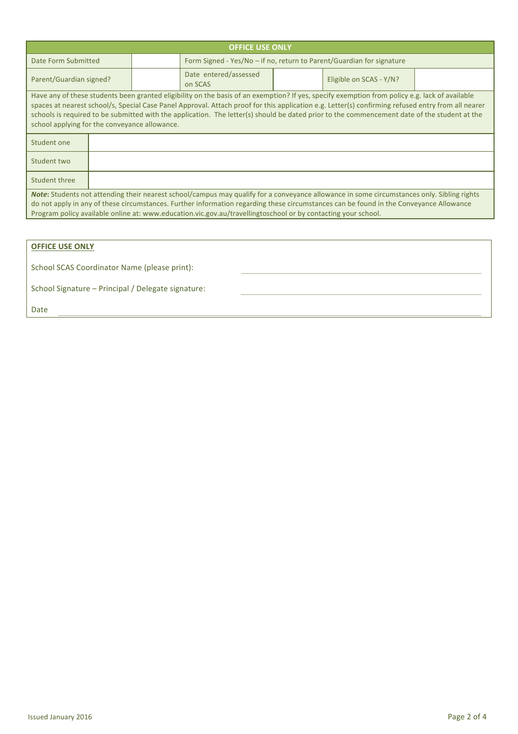| OFFICE USE ONLY | | | | | |
|---|---|---|---|---|---|
| Date Form Submitted | | Form Signed - Yes/No – if no, return to Parent/Guardian for signature | | | |
| Parent/Guardian signed? | | Date entered/assessed on SCAS | | Eligible on SCAS - Y/N? | |
| Have any of these students been granted eligibility on the basis of an exemption? If yes, specify exemption from policy e.g. lack of available spaces at nearest school/s, Special Case Panel Approval. Attach proof for this application e.g. Letter(s) confirming refused entry from all nearer schools is required to be submitted with the application. The letter(s) should be dated prior to the commencement date of the student at the school applying for the conveyance allowance. | | | | | |
| Student one | | | | | |
| Student two | | | | | |
| Student three | | | | | |
| ***Note*:** Students not attending their nearest school/campus may qualify for a conveyance allowance in some circumstances only. Sibling rights do not apply in any of these circumstances. Further information regarding these circumstances can be found in the Conveyance Allowance Program policy available online at: www.education.vic.gov.au/travellingtoschool or by contacting your school. | | | | | |

**OFFICE USE ONLY**

School SCAS Coordinator Name (please print): ______________________________

School Signature – Principal / Delegate signature: ______________________________

Date ______________________________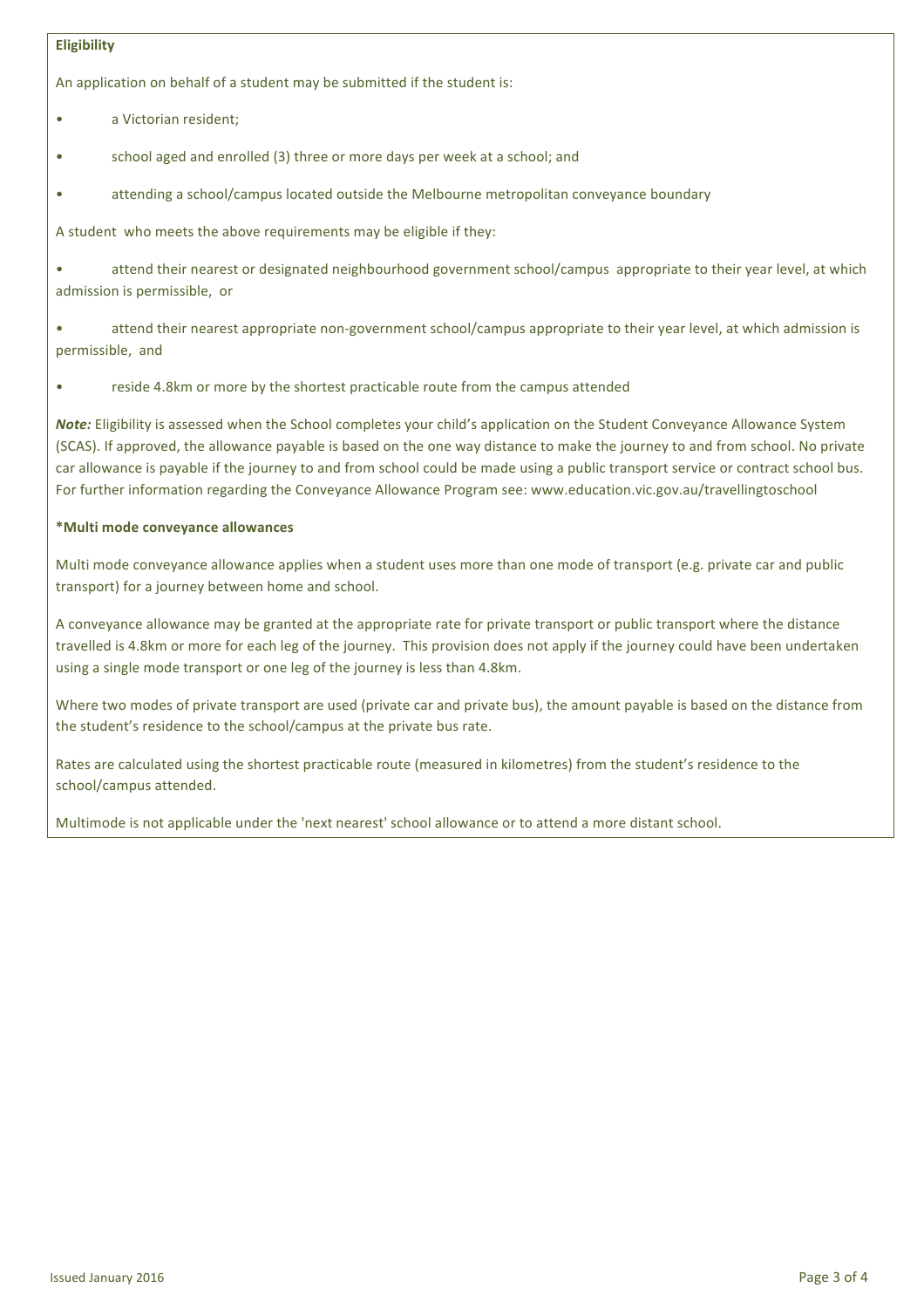**Eligibility**

An application on behalf of a student may be submitted if the student is:

- a Victorian resident;
- school aged and enrolled (3) three or more days per week at a school; and
- attending a school/campus located outside the Melbourne metropolitan conveyance boundary

A student who meets the above requirements may be eligible if they:

- attend their nearest or designated neighbourhood government school/campus appropriate to their year level, at which admission is permissible, or
- attend their nearest appropriate non-government school/campus appropriate to their year level, at which admission is permissible, and
- reside 4.8km or more by the shortest practicable route from the campus attended

***Note:*** Eligibility is assessed when the School completes your child's application on the Student Conveyance Allowance System (SCAS). If approved, the allowance payable is based on the one way distance to make the journey to and from school. No private car allowance is payable if the journey to and from school could be made using a public transport service or contract school bus. For further information regarding the Conveyance Allowance Program see: www.education.vic.gov.au/travellingtoschool

**\*Multi mode conveyance allowances**

Multi mode conveyance allowance applies when a student uses more than one mode of transport (e.g. private car and public transport) for a journey between home and school.

A conveyance allowance may be granted at the appropriate rate for private transport or public transport where the distance travelled is 4.8km or more for each leg of the journey. This provision does not apply if the journey could have been undertaken using a single mode transport or one leg of the journey is less than 4.8km.

Where two modes of private transport are used (private car and private bus), the amount payable is based on the distance from the student's residence to the school/campus at the private bus rate.

Rates are calculated using the shortest practicable route (measured in kilometres) from the student's residence to the school/campus attended.

Multimode is not applicable under the 'next nearest' school allowance or to attend a more distant school.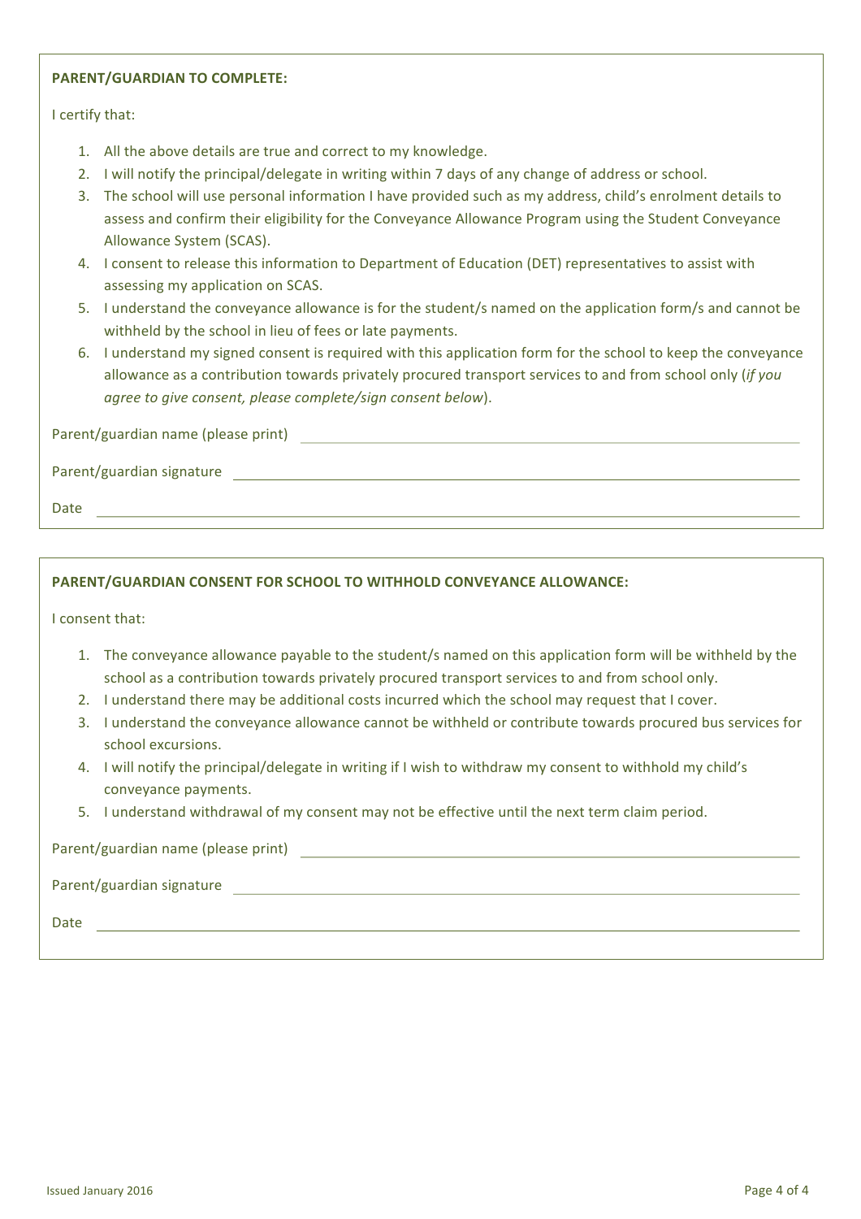**PARENT/GUARDIAN TO COMPLETE:**

I certify that:

1. All the above details are true and correct to my knowledge.
2. I will notify the principal/delegate in writing within 7 days of any change of address or school.
3. The school will use personal information I have provided such as my address, child's enrolment details to assess and confirm their eligibility for the Conveyance Allowance Program using the Student Conveyance Allowance System (SCAS).
4. I consent to release this information to Department of Education (DET) representatives to assist with assessing my application on SCAS.
5. I understand the conveyance allowance is for the student/s named on the application form/s and cannot be withheld by the school in lieu of fees or late payments.
6. I understand my signed consent is required with this application form for the school to keep the conveyance allowance as a contribution towards privately procured transport services to and from school only (*if you agree to give consent, please complete/sign consent below*).

Parent/guardian name (please print) ______________________________

Parent/guardian signature ______________________________

Date ______________________________

**PARENT/GUARDIAN CONSENT FOR SCHOOL TO WITHHOLD CONVEYANCE ALLOWANCE:**

I consent that:

1. The conveyance allowance payable to the student/s named on this application form will be withheld by the school as a contribution towards privately procured transport services to and from school only.
2. I understand there may be additional costs incurred which the school may request that I cover.
3. I understand the conveyance allowance cannot be withheld or contribute towards procured bus services for school excursions.
4. I will notify the principal/delegate in writing if I wish to withdraw my consent to withhold my child's conveyance payments.
5. I understand withdrawal of my consent may not be effective until the next term claim period.

Parent/guardian name (please print) ______________________________

Parent/guardian signature ______________________________

Date ______________________________

Issued January 2016